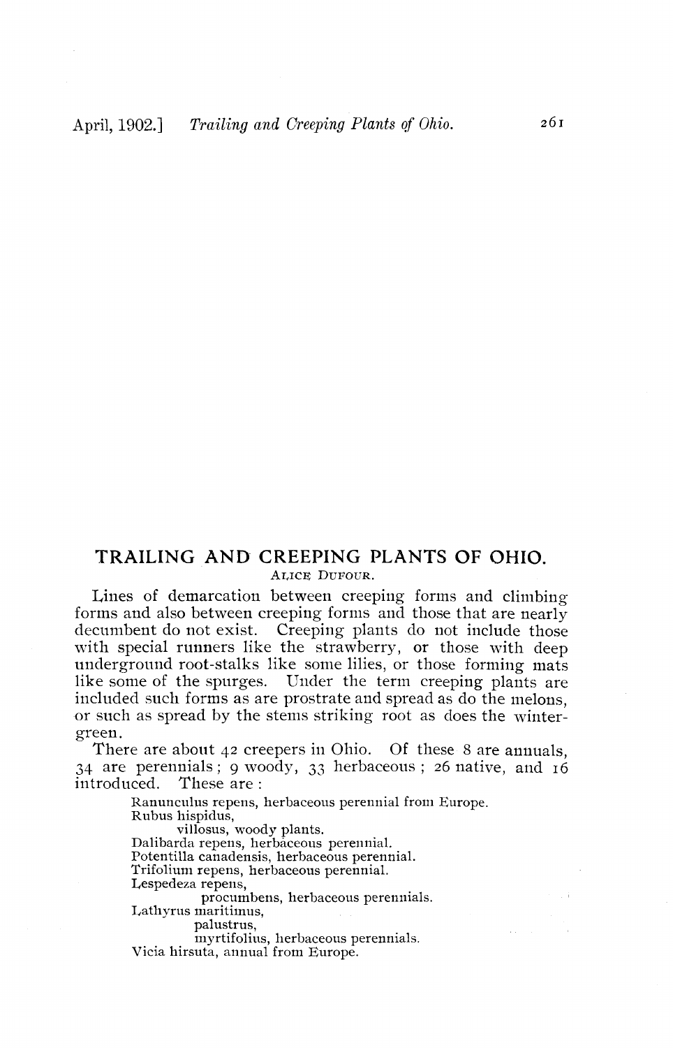# TRAILING AND CREEPING PLANTS OF OHIO.

ALICE DUFOUR.

Lines of demarcation between creeping forms and climbing forms and also between creeping forms and those that are nearly decumbent do not exist. Creeping plants do not include those with special runners like the strawberry, or those with deep underground root-stalks like some lilies, or those forming mats like some of the spurges. Under the term creeping plants are included such forms as are prostrate and spread as do the melons, or such as spread by the stems striking root as does the wintergreen.

There are about 42 creepers in Ohio. Of these 8 are annuals, 34 are perennials; 9 woody, 33 herbaceous; 26 native, and 16 introduced. These are:

Ranunculus repens, herbaceous perennial from Europe.
Rubus hispidus,
    villosus, woody plants.
Dalibarda repens, herbaceous perennial.
Potentilla canadensis, herbaceous perennial.
Trifolium repens, herbaceous perennial.
Lespedeza repens,
    procumbens, herbaceous perennials.
Lathyrus maritimus,
    palustrus,
    myrtifolius, herbaceous perennials.
Vicia hirsuta, annual from Europe.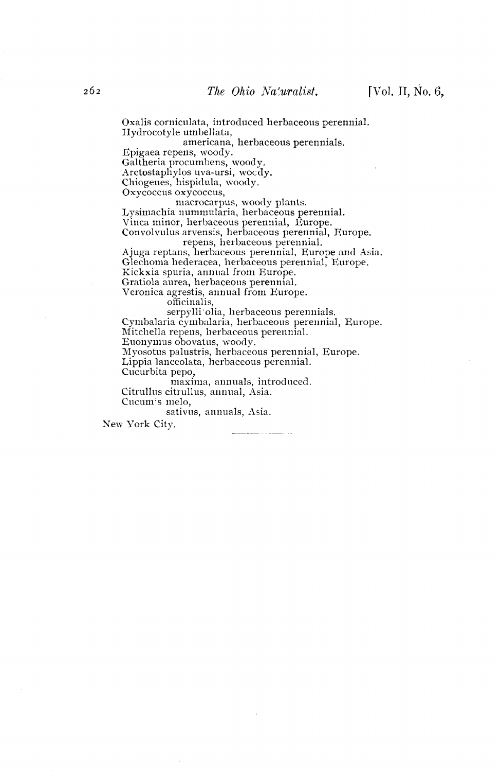Oxalis corniculata, introduced herbaceous perennial.
Hydrocotyle umbellata,
    americana, herbaceous perennials.
Epigaea repens, woody.
Galtheria procumbens, woody.
Arctostaphylos uva-ursi, woody.
Chiogenes, hispidula, woody.
Oxycoccus oxycoccus,
    macrocarpus, woody plants.
Lysimachia nummularia, herbaceous perennial.
Vinca minor, herbaceous perennial, Europe.
Convolvulus arvensis, herbaceous perennial, Europe.
    repens, herbaceous perennial.
Ajuga reptans, herbaceous perennial, Europe and Asia.
Glechoma hederacea, herbaceous perennial, Europe.
Kickxia spuria, annual from Europe.
Gratiola aurea, herbaceous perennial.
Veronica agrestis, annual from Europe.
    officinalis,
    serpylli'olia, herbaceous perennials.
Cymbalaria cymbalaria, herbaceous perennial, Europe.
Mitchella repens, herbaceous perennial.
Euonymus obovatus, woody.
Myosotus palustris, herbaceous perennial, Europe.
Lippia lanceolata, herbaceous perennial.
Cucurbita pepo,
    maxima, annuals, introduced.
Citrullus citrullus, annual, Asia.
Cucum's melo,
    sativus, annuals, Asia.

New York City.